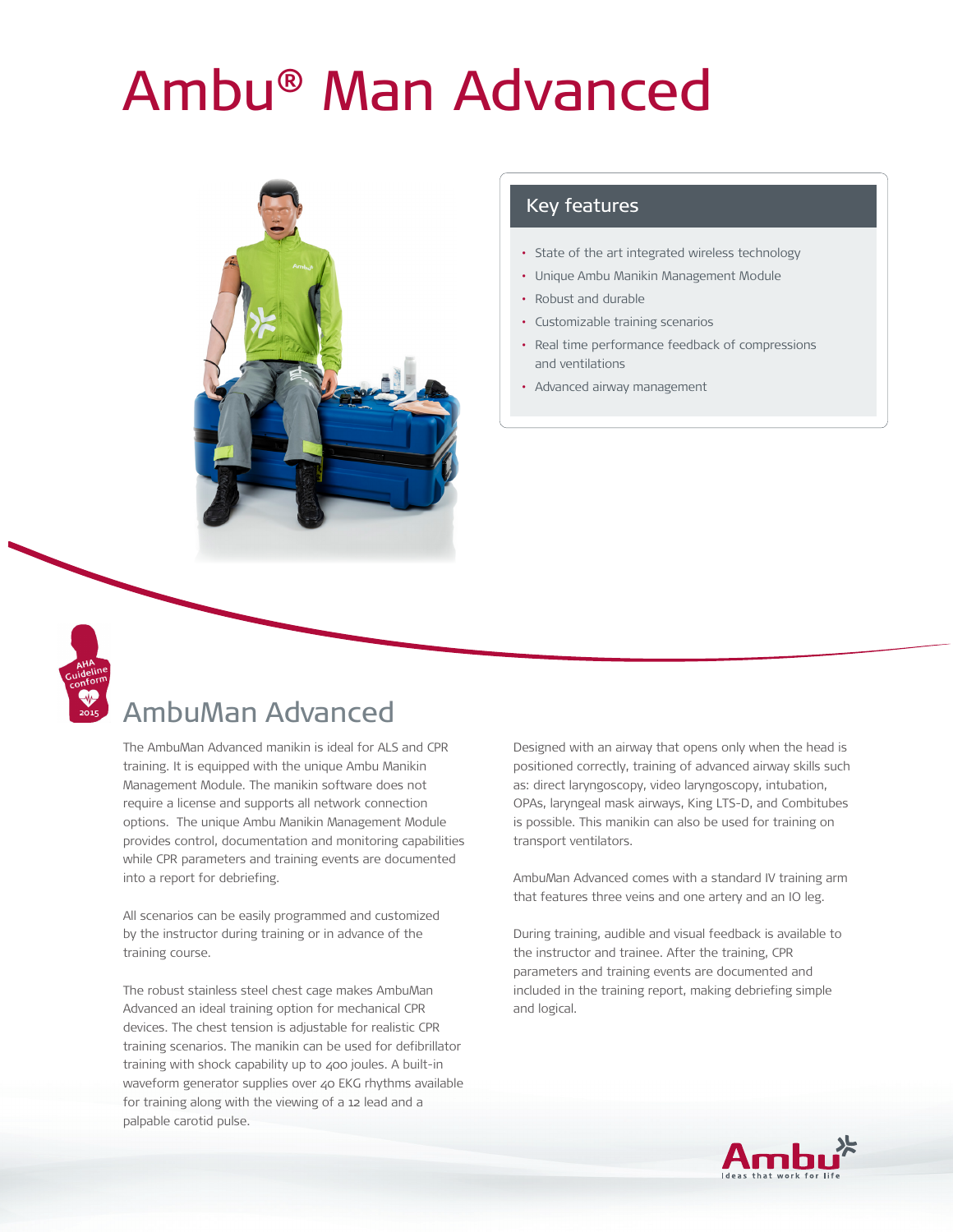# Ambu® Man Advanced

## Key features

- State of the art integrated wireless technology
- Unique Ambu Manikin Management Module
- Robust and durable
- Customizable training scenarios
- Real time performance feedback of compressions and ventilations
- Advanced airway management

AHA Guideline conform 2015

## AmbuMan Advanced

The AmbuMan Advanced manikin is ideal for ALS and CPR training. It is equipped with the unique Ambu Manikin Management Module. The manikin software does not require a license and supports all network connection options. The unique Ambu Manikin Management Module provides control, documentation and monitoring capabilities while CPR parameters and training events are documented into a report for debriefing.

All scenarios can be easily programmed and customized by the instructor during training or in advance of the training course.

The robust stainless steel chest cage makes AmbuMan Advanced an ideal training option for mechanical CPR devices. The chest tension is adjustable for realistic CPR training scenarios. The manikin can be used for defibrillator training with shock capability up to 400 joules. A built-in waveform generator supplies over 40 EKG rhythms available for training along with the viewing of a 12 lead and a palpable carotid pulse.

Designed with an airway that opens only when the head is positioned correctly, training of advanced airway skills such as: direct laryngoscopy, video laryngoscopy, intubation, OPAs, laryngeal mask airways, King LTS-D, and Combitubes is possible. This manikin can also be used for training on transport ventilators.

AmbuMan Advanced comes with a standard IV training arm that features three veins and one artery and an IO leg.

During training, audible and visual feedback is available to the instructor and trainee. After the training, CPR parameters and training events are documented and included in the training report, making debriefing simple and logical.

Ambu
Ideas that work for life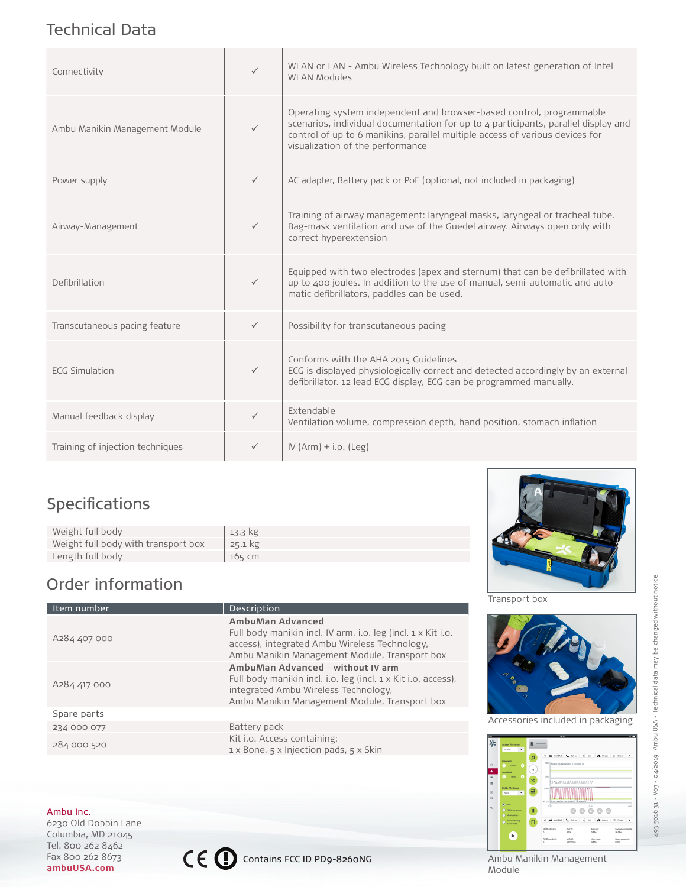## Technical Data

| | | |
|---|---|---|
| Connectivity | ✓ | WLAN or LAN - Ambu Wireless Technology built on latest generation of Intel WLAN Modules |
| Ambu Manikin Management Module | ✓ | Operating system independent and browser-based control, programmable scenarios, individual documentation for up to 4 participants, parallel display and control of up to 6 manikins, parallel multiple access of various devices for visualization of the performance |
| Power supply | ✓ | AC adapter, Battery pack or PoE (optional, not included in packaging) |
| Airway-Management | ✓ | Training of airway management: laryngeal masks, laryngeal or tracheal tube. Bag-mask ventilation and use of the Guedel airway. Airways open only with correct hyperextension |
| Defibrillation | ✓ | Equipped with two electrodes (apex and sternum) that can be defibrillated with up to 400 joules. In addition to the use of manual, semi-automatic and automatic defibrillators, paddles can be used. |
| Transcutaneous pacing feature | ✓ | Possibility for transcutaneous pacing |
| ECG Simulation | ✓ | Conforms with the AHA 2015 Guidelines<br>ECG is displayed physiologically correct and detected accordingly by an external defibrillator. 12 lead ECG display, ECG can be programmed manually. |
| Manual feedback display | ✓ | Extendable<br>Ventilation volume, compression depth, hand position, stomach inflation |
| Training of injection techniques | ✓ | IV (Arm) + i.o. (Leg) |

## Specifications

| | |
|---|---|
| Weight full body | 13.3 kg |
| Weight full body with transport box | 25.1 kg |
| Length full body | 165 cm |

## Order information

| Item number | Description |
|---|---|
| A284 407 000 | **AmbuMan Advanced**<br>Full body manikin incl. IV arm, i.o. leg (incl. 1 x Kit i.o. access), integrated Ambu Wireless Technology, Ambu Manikin Management Module, Transport box |
| A284 417 000 | **AmbuMan Advanced - without IV arm**<br>Full body manikin incl. i.o. leg (incl. 1 x Kit i.o. access), integrated Ambu Wireless Technology, Ambu Manikin Management Module, Transport box |
| Spare parts | |
| 234 000 077 | Battery pack |
| 284 000 520 | Kit i.o. Access containing:<br>1 x Bone, 5 x Injection pads, 5 x Skin |

Transport box

Accessories included in packaging

Ambu Manikin Management Module

**Ambu Inc.**
6230 Old Dobbin Lane
Columbia, MD 21045
Tel. 800 262 8462
Fax 800 262 8673
**ambuUSA.com**

CE ⓘ Contains FCC ID PD9-8260NG

493 5016 31 - V03 - 04/2019 Ambu USA - Technical data may be changed without notice.